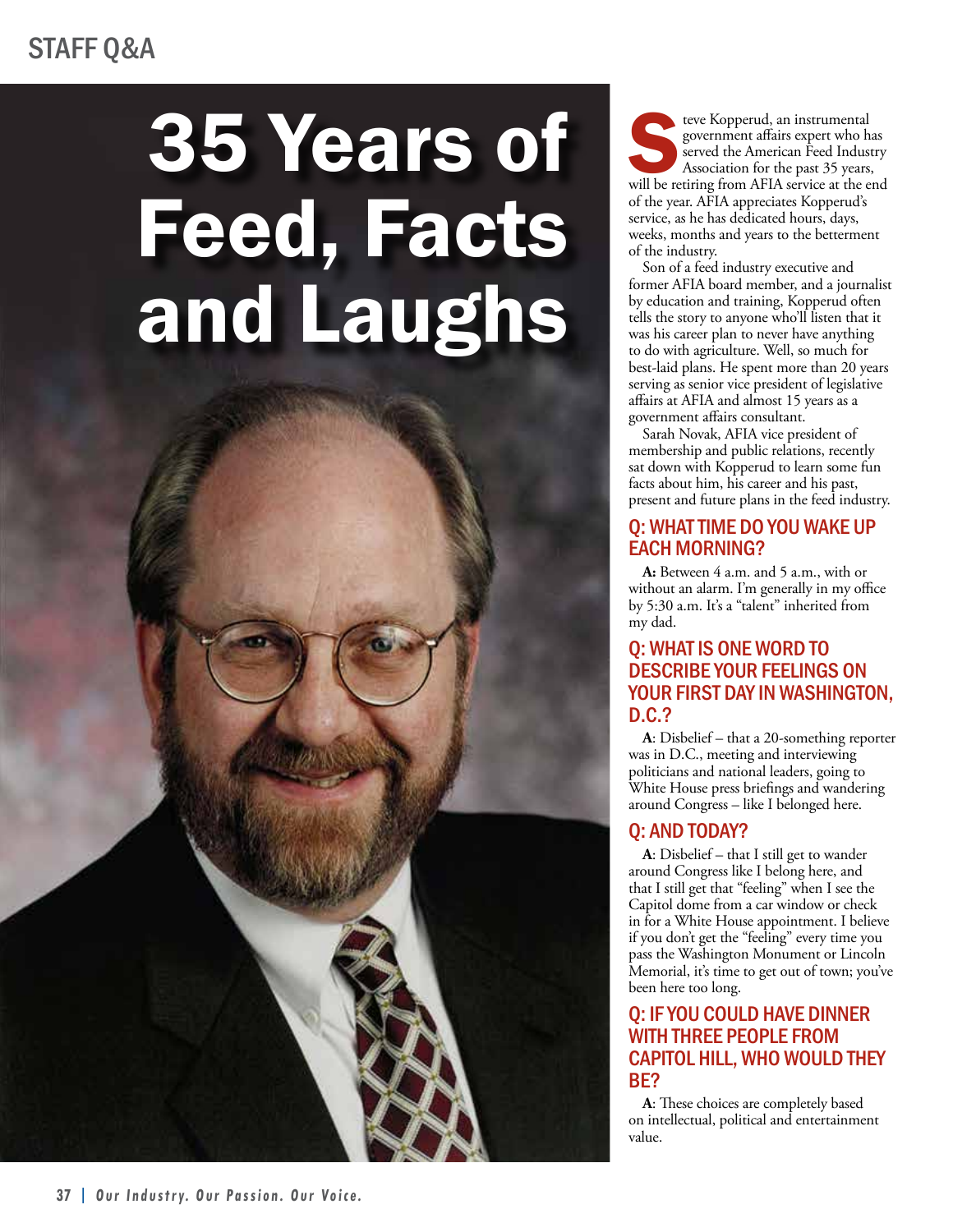STAFF Q&A

# 35 Years of Feed, Facts and Laughs

Steve Kopperud, an instrumental government affairs expert who has served the American Feed Industry Association for the past 35 years, will be retiring from AFIA service at the end of the year. AFIA appreciates Kopperud's service, as he has dedicated hours, days, weeks, months and years to the betterment of the industry.

Son of a feed industry executive and former AFIA board member, and a journalist by education and training, Kopperud often tells the story to anyone who'll listen that it was his career plan to never have anything to do with agriculture. Well, so much for best-laid plans. He spent more than 20 years serving as senior vice president of legislative affairs at AFIA and almost 15 years as a government affairs consultant.

Sarah Novak, AFIA vice president of membership and public relations, recently sat down with Kopperud to learn some fun facts about him, his career and his past, present and future plans in the feed industry.

## Q: WHAT TIME DO YOU WAKE UP EACH MORNING?

**A:** Between 4 a.m. and 5 a.m., with or without an alarm. I'm generally in my office by 5:30 a.m. It's a "talent" inherited from my dad.

## Q: WHAT IS ONE WORD TO DESCRIBE YOUR FEELINGS ON YOUR FIRST DAY IN WASHINGTON, D.C.?

**A**: Disbelief – that a 20-something reporter was in D.C., meeting and interviewing politicians and national leaders, going to White House press briefings and wandering around Congress – like I belonged here.

## Q: AND TODAY?

**A**: Disbelief – that I still get to wander around Congress like I belong here, and that I still get that "feeling" when I see the Capitol dome from a car window or check in for a White House appointment. I believe if you don't get the "feeling" every time you pass the Washington Monument or Lincoln Memorial, it's time to get out of town; you've been here too long.

## Q: IF YOU COULD HAVE DINNER WITH THREE PEOPLE FROM CAPITOL HILL, WHO WOULD THEY BE?

**A**: These choices are completely based on intellectual, political and entertainment value.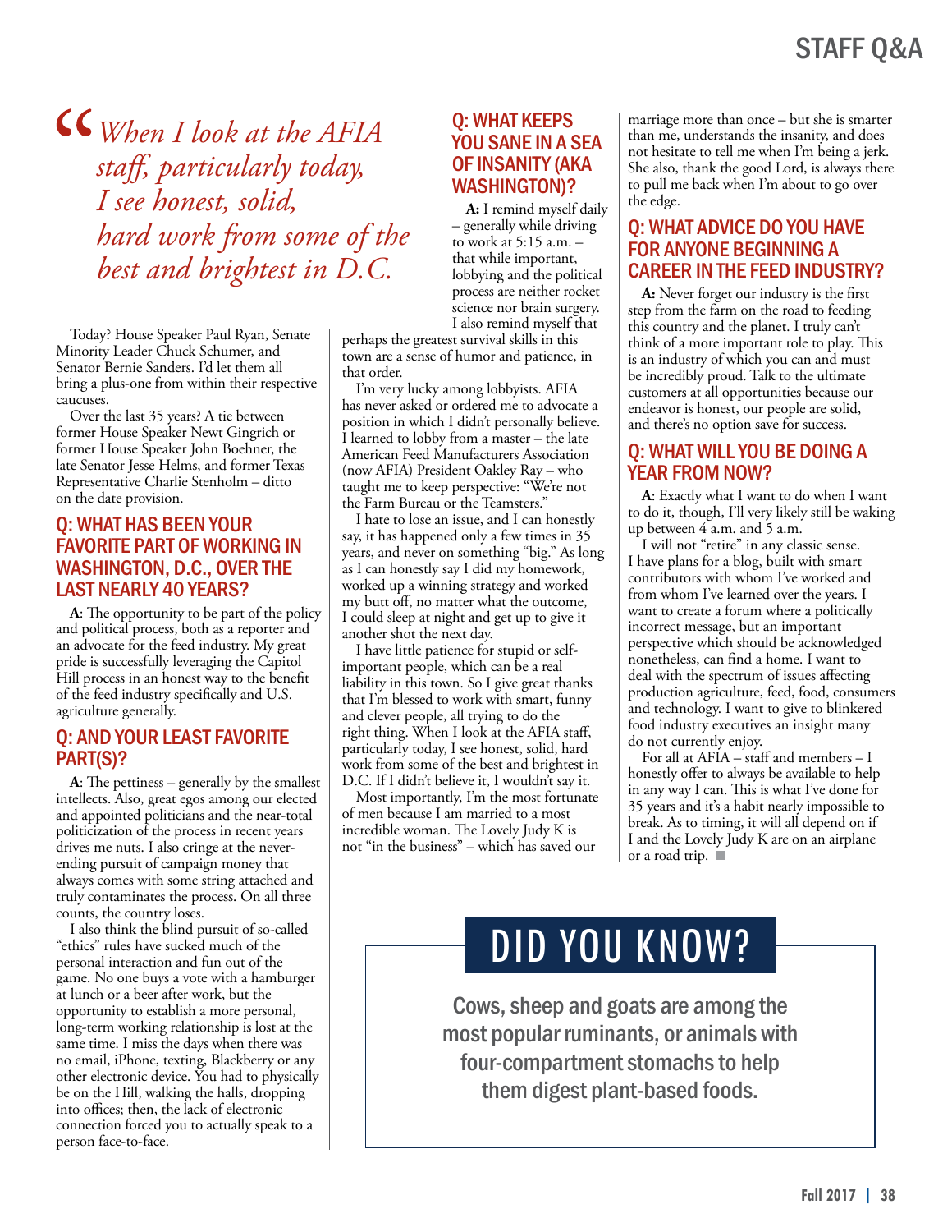> *When I look at the AFIA staff, particularly today, I see honest, solid, hard work from some of the best and brightest in D.C.*

Today? House Speaker Paul Ryan, Senate Minority Leader Chuck Schumer, and Senator Bernie Sanders. I'd let them all bring a plus-one from within their respective caucuses.

Over the last 35 years? A tie between former House Speaker Newt Gingrich or former House Speaker John Boehner, the late Senator Jesse Helms, and former Texas Representative Charlie Stenholm – ditto on the date provision.

## Q: WHAT HAS BEEN YOUR FAVORITE PART OF WORKING IN WASHINGTON, D.C., OVER THE LAST NEARLY 40 YEARS?

**A**: The opportunity to be part of the policy and political process, both as a reporter and an advocate for the feed industry. My great pride is successfully leveraging the Capitol Hill process in an honest way to the benefit of the feed industry specifically and U.S. agriculture generally.

## Q: AND YOUR LEAST FAVORITE PART(S)?

**A**: The pettiness – generally by the smallest intellects. Also, great egos among our elected and appointed politicians and the near-total politicization of the process in recent years drives me nuts. I also cringe at the never-ending pursuit of campaign money that always comes with some string attached and truly contaminates the process. On all three counts, the country loses.

I also think the blind pursuit of so-called "ethics" rules have sucked much of the personal interaction and fun out of the game. No one buys a vote with a hamburger at lunch or a beer after work, but the opportunity to establish a more personal, long-term working relationship is lost at the same time. I miss the days when there was no email, iPhone, texting, Blackberry or any other electronic device. You had to physically be on the Hill, walking the halls, dropping into offices; then, the lack of electronic connection forced you to actually speak to a person face-to-face.

## Q: WHAT KEEPS YOU SANE IN A SEA OF INSANITY (AKA WASHINGTON)?

**A:** I remind myself daily – generally while driving to work at 5:15 a.m. – that while important, lobbying and the political process are neither rocket science nor brain surgery. I also remind myself that perhaps the greatest survival skills in this town are a sense of humor and patience, in that order.

I'm very lucky among lobbyists. AFIA has never asked or ordered me to advocate a position in which I didn't personally believe. I learned to lobby from a master – the late American Feed Manufacturers Association (now AFIA) President Oakley Ray – who taught me to keep perspective: "We're not the Farm Bureau or the Teamsters."

I hate to lose an issue, and I can honestly say, it has happened only a few times in 35 years, and never on something "big." As long as I can honestly say I did my homework, worked up a winning strategy and worked my butt off, no matter what the outcome, I could sleep at night and get up to give it another shot the next day.

I have little patience for stupid or self-important people, which can be a real liability in this town. So I give great thanks that I'm blessed to work with smart, funny and clever people, all trying to do the right thing. When I look at the AFIA staff, particularly today, I see honest, solid, hard work from some of the best and brightest in D.C. If I didn't believe it, I wouldn't say it.

Most importantly, I'm the most fortunate of men because I am married to a most incredible woman. The Lovely Judy K is not "in the business" – which has saved our marriage more than once – but she is smarter than me, understands the insanity, and does not hesitate to tell me when I'm being a jerk. She also, thank the good Lord, is always there to pull me back when I'm about to go over the edge.

## Q: WHAT ADVICE DO YOU HAVE FOR ANYONE BEGINNING A CAREER IN THE FEED INDUSTRY?

**A:** Never forget our industry is the first step from the farm on the road to feeding this country and the planet. I truly can't think of a more important role to play. This is an industry of which you can and must be incredibly proud. Talk to the ultimate customers at all opportunities because our endeavor is honest, our people are solid, and there's no option save for success.

## Q: WHAT WILL YOU BE DOING A YEAR FROM NOW?

**A**: Exactly what I want to do when I want to do it, though, I'll very likely still be waking up between 4 a.m. and 5 a.m.

I will not "retire" in any classic sense. I have plans for a blog, built with smart contributors with whom I've worked and from whom I've learned over the years. I want to create a forum where a politically incorrect message, but an important perspective which should be acknowledged nonetheless, can find a home. I want to deal with the spectrum of issues affecting production agriculture, feed, food, consumers and technology. I want to give to blinkered food industry executives an insight many do not currently enjoy.

For all at AFIA – staff and members – I honestly offer to always be available to help in any way I can. This is what I've done for 35 years and it's a habit nearly impossible to break. As to timing, it will all depend on if I and the Lovely Judy K are on an airplane or a road trip.

## DID YOU KNOW?

Cows, sheep and goats are among the most popular ruminants, or animals with four-compartment stomachs to help them digest plant-based foods.